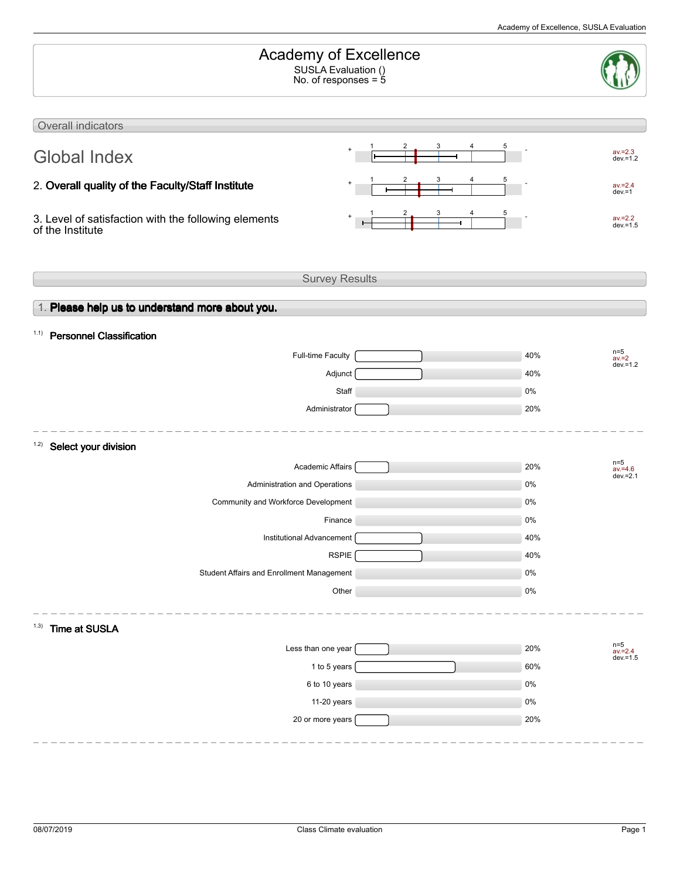# Academy of Excellence

SUSLA Evaluation ()
No. of responses = 5

## Overall indicators

| Item | Scale (+ 1–5 -) | Statistics |
|---|---|---|
| **Global Index** | + 1 2 3 4 5 - | av.=2.3 dev.=1.2 |
| 2. **Overall quality of the Faculty/Staff Institute** | + 1 2 3 4 5 - | av.=2.4 dev.=1 |
| 3. Level of satisfaction with the following elements of the Institute | + 1 2 3 4 5 - | av.=2.2 dev.=1.5 |

## Survey Results

### 1. Please help us to understand more about you.

#### 1.1) Personnel Classification

| Option | Percentage |
|---|---|
| Full-time Faculty | 40% |
| Adjunct | 40% |
| Staff | 0% |
| Administrator | 20% |

n=5
av.=2
dev.=1.2

#### 1.2) Select your division

| Option | Percentage |
|---|---|
| Academic Affairs | 20% |
| Administration and Operations | 0% |
| Community and Workforce Development | 0% |
| Finance | 0% |
| Institutional Advancement | 40% |
| RSPIE | 40% |
| Student Affairs and Enrollment Management | 0% |
| Other | 0% |

n=5
av.=4.6
dev.=2.1

#### 1.3) Time at SUSLA

| Option | Percentage |
|---|---|
| Less than one year | 20% |
| 1 to 5 years | 60% |
| 6 to 10 years | 0% |
| 11-20 years | 0% |
| 20 or more years | 20% |

n=5
av.=2.4
dev.=1.5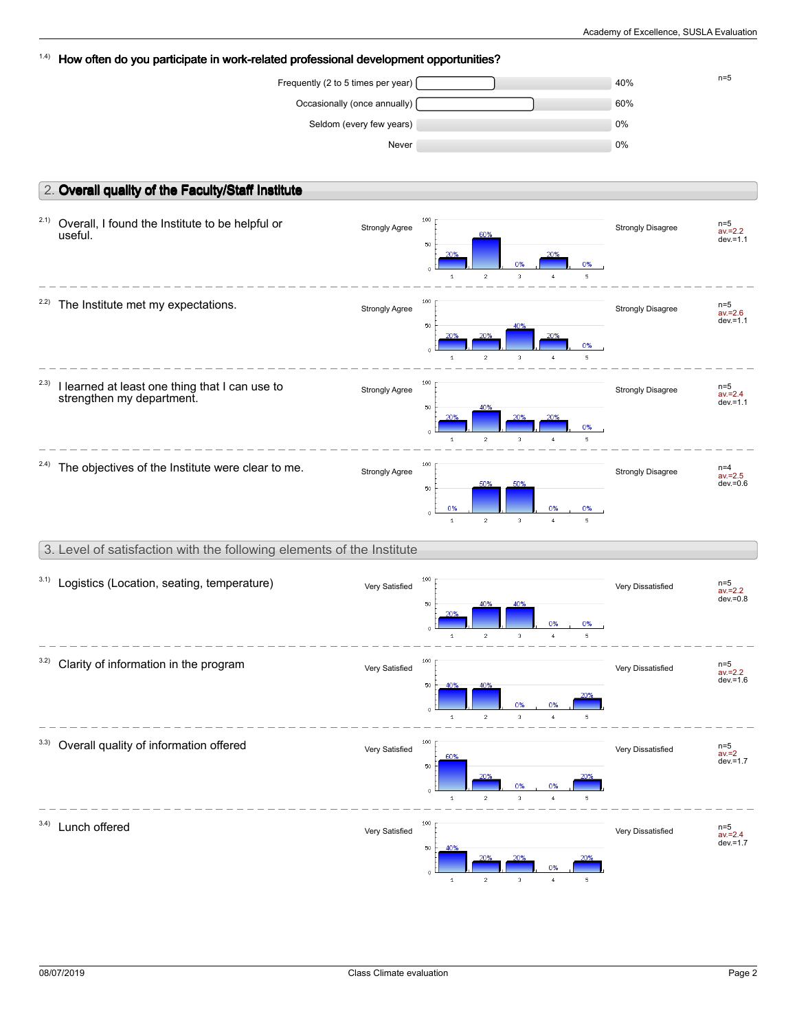### 1.4) How often do you participate in work-related professional development opportunities?

n=5

| Response | Percentage |
|---|---|
| Frequently (2 to 5 times per year) | 40% |
| Occasionally (once annually) | 60% |
| Seldom (every few years) | 0% |
| Never | 0% |

## 2. Overall quality of the Faculty/Staff Institute

Scale: 1 = Strongly Agree … 5 = Strongly Disagree

| Item | 1 | 2 | 3 | 4 | 5 | n | av. | dev. |
|---|---|---|---|---|---|---|---|---|
| 2.1) Overall, I found the Institute to be helpful or useful. | 20% | 60% | 0% | 20% | 0% | 5 | 2.2 | 1.1 |
| 2.2) The Institute met my expectations. | 20% | 20% | 40% | 20% | 0% | 5 | 2.6 | 1.1 |
| 2.3) I learned at least one thing that I can use to strengthen my department. | 20% | 40% | 20% | 20% | 0% | 5 | 2.4 | 1.1 |
| 2.4) The objectives of the Institute were clear to me. | 0% | 50% | 50% | 0% | 0% | 4 | 2.5 | 0.6 |

## 3. Level of satisfaction with the following elements of the Institute

Scale: 1 = Very Satisfied … 5 = Very Dissatisfied

| Item | 1 | 2 | 3 | 4 | 5 | n | av. | dev. |
|---|---|---|---|---|---|---|---|---|
| 3.1) Logistics (Location, seating, temperature) | 20% | 40% | 40% | 0% | 0% | 5 | 2.2 | 0.8 |
| 3.2) Clarity of information in the program | 40% | 40% | 0% | 0% | 20% | 5 | 2.2 | 1.6 |
| 3.3) Overall quality of information offered | 60% | 20% | 0% | 0% | 20% | 5 | 2 | 1.7 |
| 3.4) Lunch offered | 40% | 20% | 20% | 0% | 20% | 5 | 2.4 | 1.7 |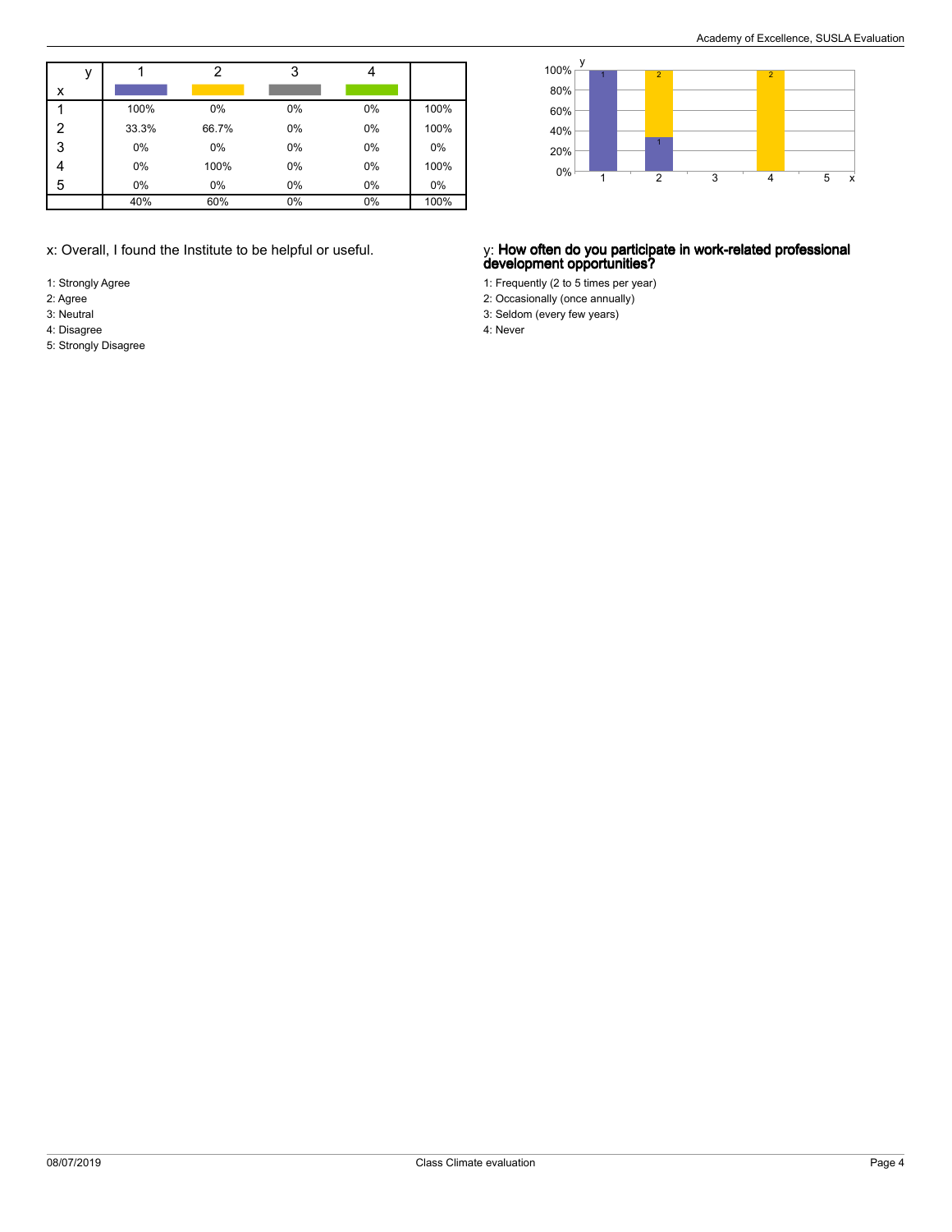| x \ y | 1 | 2 | 3 | 4 | |
|---|---|---|---|---|---|
| 1 | 100% | 0% | 0% | 0% | 100% |
| 2 | 33.3% | 66.7% | 0% | 0% | 100% |
| 3 | 0% | 0% | 0% | 0% | 0% |
| 4 | 0% | 100% | 0% | 0% | 100% |
| 5 | 0% | 0% | 0% | 0% | 0% |
| | 40% | 60% | 0% | 0% | 100% |

x: Overall, I found the Institute to be helpful or useful.

1: Strongly Agree
2: Agree
3: Neutral
4: Disagree
5: Strongly Disagree

y: **How often do you participate in work-related professional development opportunities?**

1: Frequently (2 to 5 times per year)
2: Occasionally (once annually)
3: Seldom (every few years)
4: Never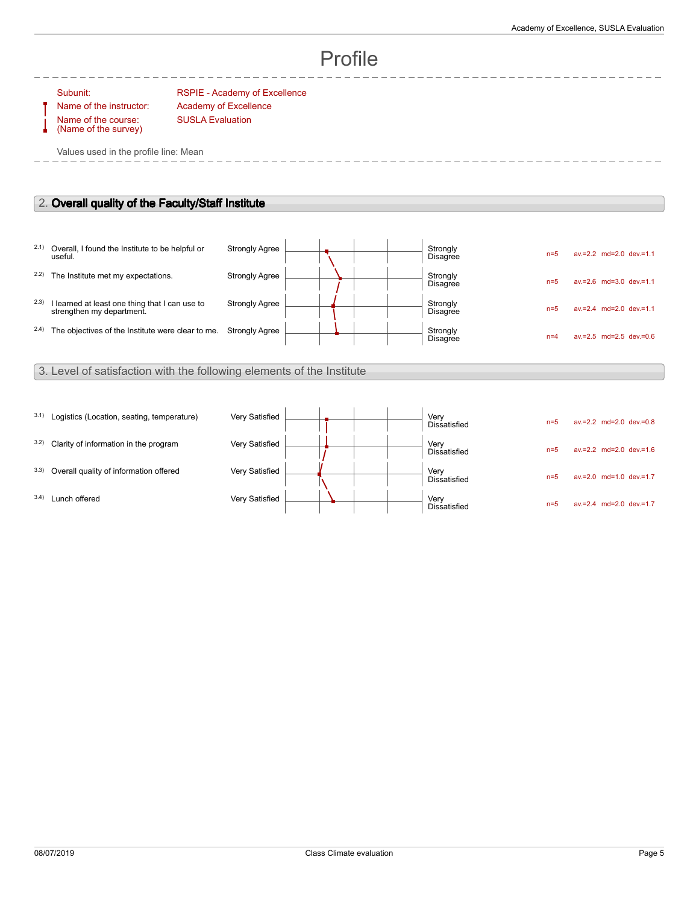# Profile

Subunit: RSPIE - Academy of Excellence

Name of the instructor: Academy of Excellence

Name of the course: (Name of the survey) SUSLA Evaluation

Values used in the profile line: Mean

## 2. **Overall quality of the Faculty/Staff Institute**

2.1) Overall, I found the Institute to be helpful or useful.
Strongly Agree
Strongly Disagree
n=5 av.=2.2 md=2.0 dev.=1.1

2.2) The Institute met my expectations.
Strongly Agree
Strongly Disagree
n=5 av.=2.6 md=3.0 dev.=1.1

2.3) I learned at least one thing that I can use to strengthen my department.
Strongly Agree
Strongly Disagree
n=5 av.=2.4 md=2.0 dev.=1.1

2.4) The objectives of the Institute were clear to me.
Strongly Agree
Strongly Disagree
n=4 av.=2.5 md=2.5 dev.=0.6

## 3. Level of satisfaction with the following elements of the Institute

3.1) Logistics (Location, seating, temperature)
Very Satisfied
Very Dissatisfied
n=5 av.=2.2 md=2.0 dev.=0.8

3.2) Clarity of information in the program
Very Satisfied
Very Dissatisfied
n=5 av.=2.2 md=2.0 dev.=1.6

3.3) Overall quality of information offered
Very Satisfied
Very Dissatisfied
n=5 av.=2.0 md=1.0 dev.=1.7

3.4) Lunch offered
Very Satisfied
Very Dissatisfied
n=5 av.=2.4 md=2.0 dev.=1.7